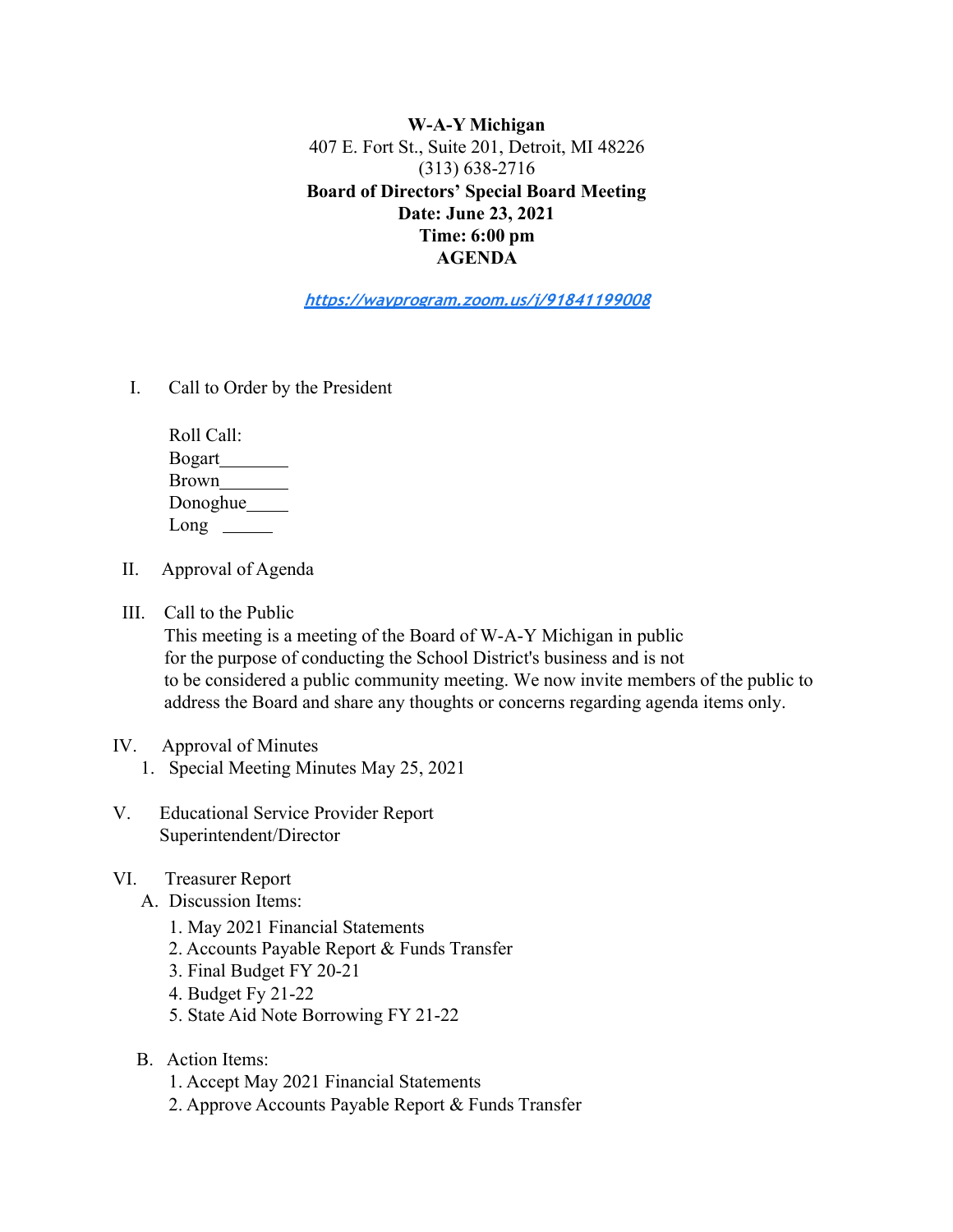**W-A-Y Michigan**
407 E. Fort St., Suite 201, Detroit, MI 48226
(313) 638-2716
**Board of Directors' Special Board Meeting**
**Date: June 23, 2021**
**Time: 6:00 pm**
**AGENDA**

https://wayprogram.zoom.us/j/91841199008

I. Call to Order by the President

Roll Call:
Bogart________
Brown________
Donoghue_____
Long ______

II. Approval of Agenda

III. Call to the Public
This meeting is a meeting of the Board of W-A-Y Michigan in public for the purpose of conducting the School District's business and is not to be considered a public community meeting. We now invite members of the public to address the Board and share any thoughts or concerns regarding agenda items only.

IV. Approval of Minutes
1. Special Meeting Minutes May 25, 2021

V. Educational Service Provider Report
Superintendent/Director

VI. Treasurer Report
A. Discussion Items:
1. May 2021 Financial Statements
2. Accounts Payable Report & Funds Transfer
3. Final Budget FY 20-21
4. Budget Fy 21-22
5. State Aid Note Borrowing FY 21-22

B. Action Items:
1. Accept May 2021 Financial Statements
2. Approve Accounts Payable Report & Funds Transfer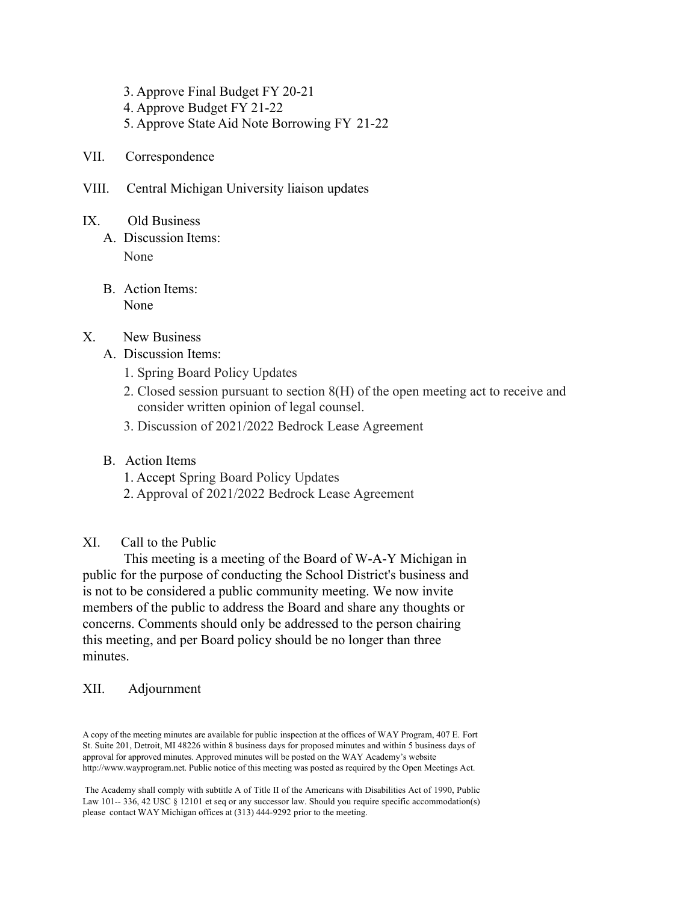3. Approve Final Budget FY 20-21
4. Approve Budget FY 21-22
5. Approve State Aid Note Borrowing FY 21-22

VII. Correspondence

VIII. Central Michigan University liaison updates

IX. Old Business

A. Discussion Items:

None

B. Action Items:

None

X. New Business

A. Discussion Items:

1. Spring Board Policy Updates
2. Closed session pursuant to section 8(H) of the open meeting act to receive and consider written opinion of legal counsel.
3. Discussion of 2021/2022 Bedrock Lease Agreement

B. Action Items

1. Accept Spring Board Policy Updates
2. Approval of 2021/2022 Bedrock Lease Agreement

XI. Call to the Public

This meeting is a meeting of the Board of W-A-Y Michigan in public for the purpose of conducting the School District's business and is not to be considered a public community meeting. We now invite members of the public to address the Board and share any thoughts or concerns. Comments should only be addressed to the person chairing this meeting, and per Board policy should be no longer than three minutes.

XII. Adjournment

A copy of the meeting minutes are available for public inspection at the offices of WAY Program, 407 E. Fort St. Suite 201, Detroit, MI 48226 within 8 business days for proposed minutes and within 5 business days of approval for approved minutes. Approved minutes will be posted on the WAY Academy's website http://www.wayprogram.net. Public notice of this meeting was posted as required by the Open Meetings Act.

The Academy shall comply with subtitle A of Title II of the Americans with Disabilities Act of 1990, Public Law 101-- 336, 42 USC § 12101 et seq or any successor law. Should you require specific accommodation(s) please contact WAY Michigan offices at (313) 444-9292 prior to the meeting.